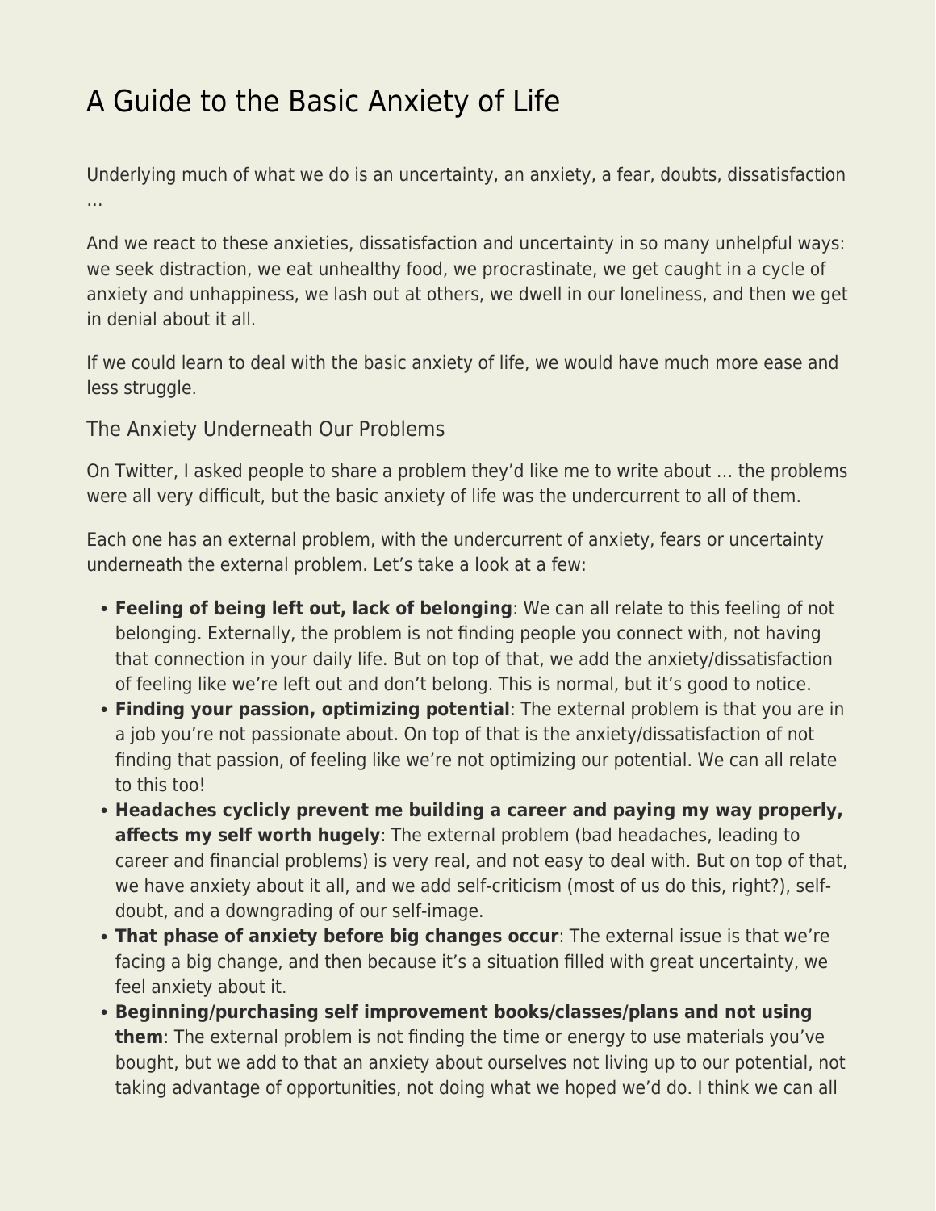# A Guide to the Basic Anxiety of Life

Underlying much of what we do is an uncertainty, an anxiety, a fear, doubts, dissatisfaction …

And we react to these anxieties, dissatisfaction and uncertainty in so many unhelpful ways: we seek distraction, we eat unhealthy food, we procrastinate, we get caught in a cycle of anxiety and unhappiness, we lash out at others, we dwell in our loneliness, and then we get in denial about it all.

If we could learn to deal with the basic anxiety of life, we would have much more ease and less struggle.

## The Anxiety Underneath Our Problems

On Twitter, I asked people to share a problem they'd like me to write about … the problems were all very difficult, but the basic anxiety of life was the undercurrent to all of them.

Each one has an external problem, with the undercurrent of anxiety, fears or uncertainty underneath the external problem. Let's take a look at a few:

- **Feeling of being left out, lack of belonging**: We can all relate to this feeling of not belonging. Externally, the problem is not finding people you connect with, not having that connection in your daily life. But on top of that, we add the anxiety/dissatisfaction of feeling like we're left out and don't belong. This is normal, but it's good to notice.
- **Finding your passion, optimizing potential**: The external problem is that you are in a job you're not passionate about. On top of that is the anxiety/dissatisfaction of not finding that passion, of feeling like we're not optimizing our potential. We can all relate to this too!
- **Headaches cyclicly prevent me building a career and paying my way properly, affects my self worth hugely**: The external problem (bad headaches, leading to career and financial problems) is very real, and not easy to deal with. But on top of that, we have anxiety about it all, and we add self-criticism (most of us do this, right?), self-doubt, and a downgrading of our self-image.
- **That phase of anxiety before big changes occur**: The external issue is that we're facing a big change, and then because it's a situation filled with great uncertainty, we feel anxiety about it.
- **Beginning/purchasing self improvement books/classes/plans and not using them**: The external problem is not finding the time or energy to use materials you've bought, but we add to that an anxiety about ourselves not living up to our potential, not taking advantage of opportunities, not doing what we hoped we'd do. I think we can all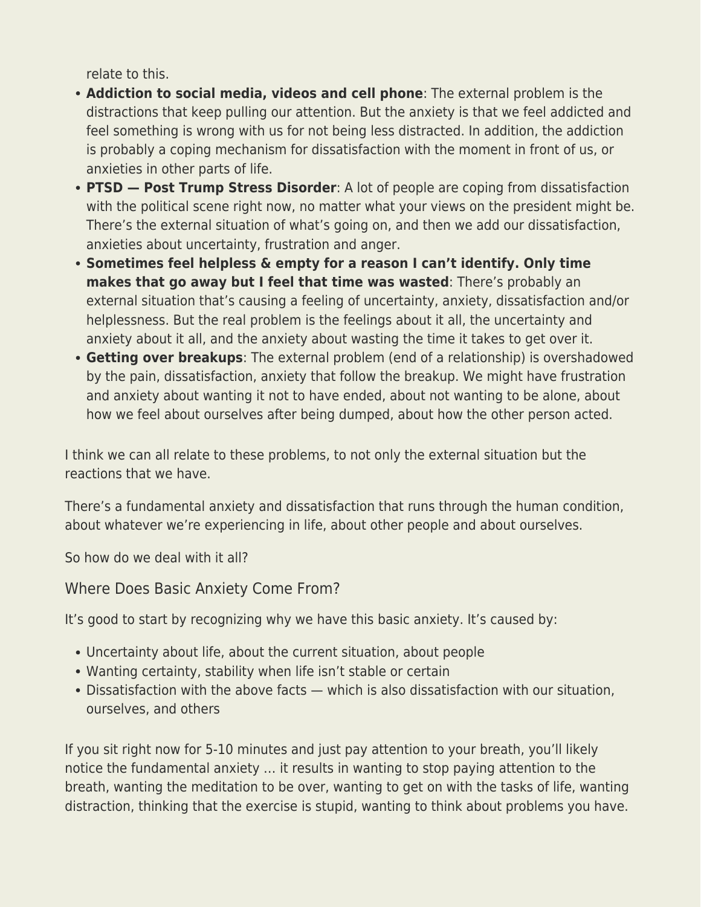relate to this.

- **Addiction to social media, videos and cell phone**: The external problem is the distractions that keep pulling our attention. But the anxiety is that we feel addicted and feel something is wrong with us for not being less distracted. In addition, the addiction is probably a coping mechanism for dissatisfaction with the moment in front of us, or anxieties in other parts of life.
- **PTSD — Post Trump Stress Disorder**: A lot of people are coping from dissatisfaction with the political scene right now, no matter what your views on the president might be. There's the external situation of what's going on, and then we add our dissatisfaction, anxieties about uncertainty, frustration and anger.
- **Sometimes feel helpless & empty for a reason I can't identify. Only time makes that go away but I feel that time was wasted**: There's probably an external situation that's causing a feeling of uncertainty, anxiety, dissatisfaction and/or helplessness. But the real problem is the feelings about it all, the uncertainty and anxiety about it all, and the anxiety about wasting the time it takes to get over it.
- **Getting over breakups**: The external problem (end of a relationship) is overshadowed by the pain, dissatisfaction, anxiety that follow the breakup. We might have frustration and anxiety about wanting it not to have ended, about not wanting to be alone, about how we feel about ourselves after being dumped, about how the other person acted.

I think we can all relate to these problems, to not only the external situation but the reactions that we have.

There's a fundamental anxiety and dissatisfaction that runs through the human condition, about whatever we're experiencing in life, about other people and about ourselves.

So how do we deal with it all?

## Where Does Basic Anxiety Come From?

It's good to start by recognizing why we have this basic anxiety. It's caused by:

- Uncertainty about life, about the current situation, about people
- Wanting certainty, stability when life isn't stable or certain
- Dissatisfaction with the above facts — which is also dissatisfaction with our situation, ourselves, and others

If you sit right now for 5-10 minutes and just pay attention to your breath, you'll likely notice the fundamental anxiety … it results in wanting to stop paying attention to the breath, wanting the meditation to be over, wanting to get on with the tasks of life, wanting distraction, thinking that the exercise is stupid, wanting to think about problems you have.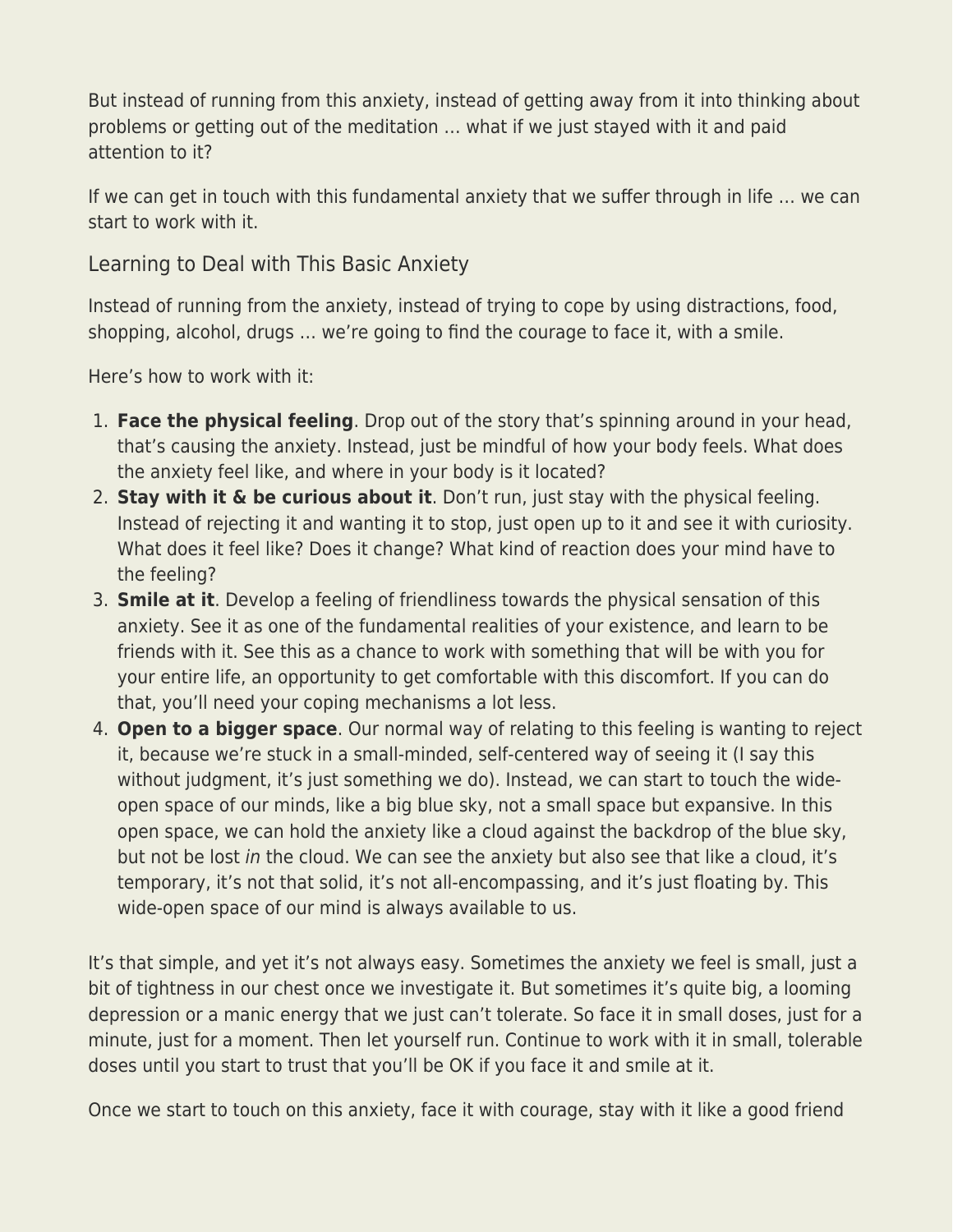But instead of running from this anxiety, instead of getting away from it into thinking about problems or getting out of the meditation … what if we just stayed with it and paid attention to it?

If we can get in touch with this fundamental anxiety that we suffer through in life … we can start to work with it.

## Learning to Deal with This Basic Anxiety

Instead of running from the anxiety, instead of trying to cope by using distractions, food, shopping, alcohol, drugs … we're going to find the courage to face it, with a smile.

Here's how to work with it:

1. **Face the physical feeling**. Drop out of the story that's spinning around in your head, that's causing the anxiety. Instead, just be mindful of how your body feels. What does the anxiety feel like, and where in your body is it located?
2. **Stay with it & be curious about it**. Don't run, just stay with the physical feeling. Instead of rejecting it and wanting it to stop, just open up to it and see it with curiosity. What does it feel like? Does it change? What kind of reaction does your mind have to the feeling?
3. **Smile at it**. Develop a feeling of friendliness towards the physical sensation of this anxiety. See it as one of the fundamental realities of your existence, and learn to be friends with it. See this as a chance to work with something that will be with you for your entire life, an opportunity to get comfortable with this discomfort. If you can do that, you'll need your coping mechanisms a lot less.
4. **Open to a bigger space**. Our normal way of relating to this feeling is wanting to reject it, because we're stuck in a small-minded, self-centered way of seeing it (I say this without judgment, it's just something we do). Instead, we can start to touch the wide-open space of our minds, like a big blue sky, not a small space but expansive. In this open space, we can hold the anxiety like a cloud against the backdrop of the blue sky, but not be lost *in* the cloud. We can see the anxiety but also see that like a cloud, it's temporary, it's not that solid, it's not all-encompassing, and it's just floating by. This wide-open space of our mind is always available to us.

It's that simple, and yet it's not always easy. Sometimes the anxiety we feel is small, just a bit of tightness in our chest once we investigate it. But sometimes it's quite big, a looming depression or a manic energy that we just can't tolerate. So face it in small doses, just for a minute, just for a moment. Then let yourself run. Continue to work with it in small, tolerable doses until you start to trust that you'll be OK if you face it and smile at it.

Once we start to touch on this anxiety, face it with courage, stay with it like a good friend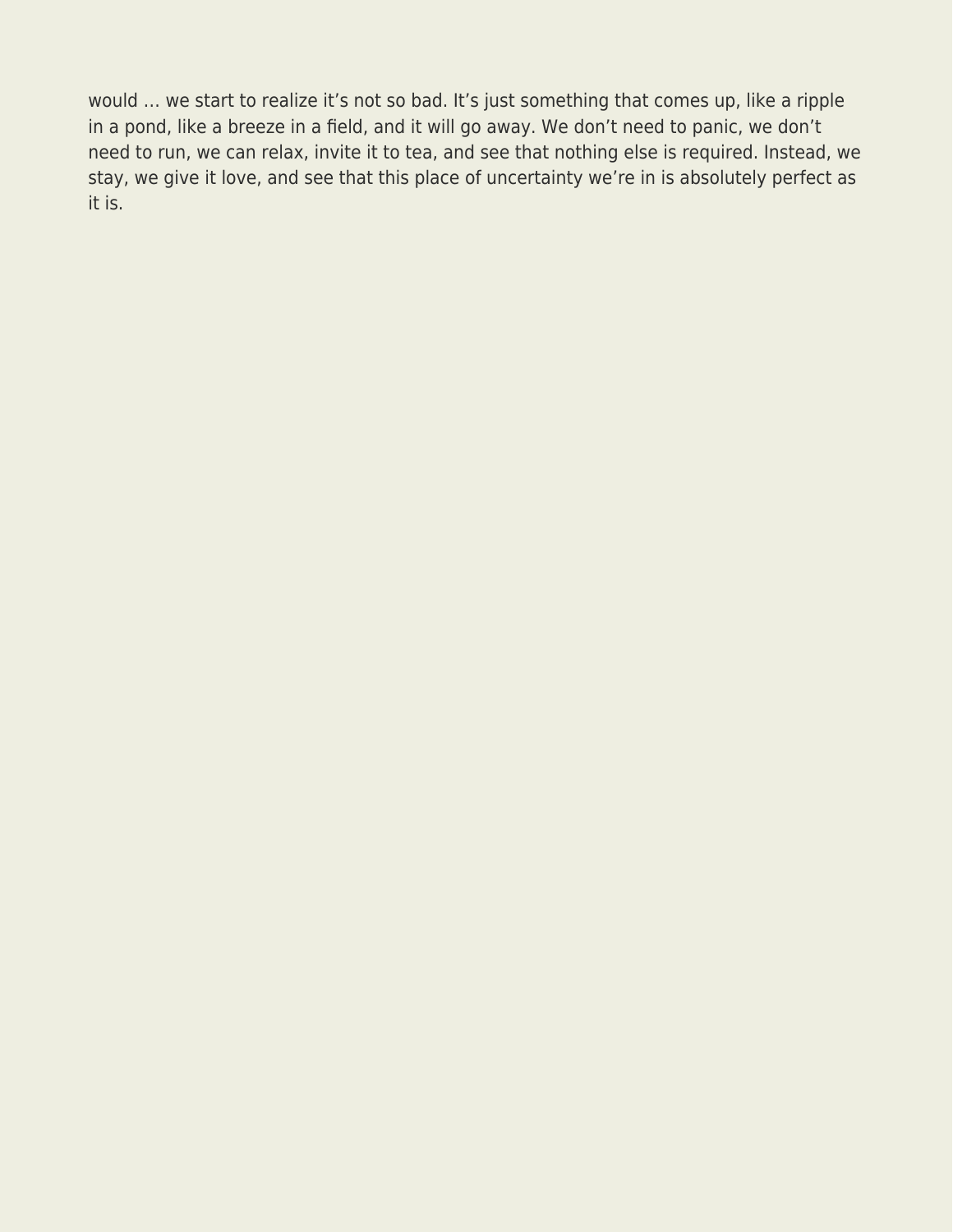would … we start to realize it's not so bad. It's just something that comes up, like a ripple in a pond, like a breeze in a field, and it will go away. We don't need to panic, we don't need to run, we can relax, invite it to tea, and see that nothing else is required. Instead, we stay, we give it love, and see that this place of uncertainty we're in is absolutely perfect as it is.